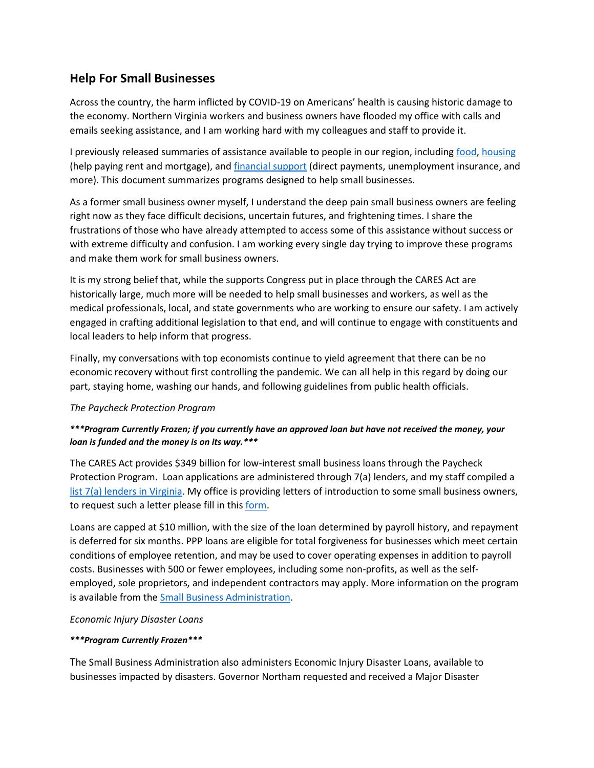## Help For Small Businesses

Across the country, the harm inflicted by COVID-19 on Americans' health is causing historic damage to the economy. Northern Virginia workers and business owners have flooded my office with calls and emails seeking assistance, and I am working hard with my colleagues and staff to provide it.

I previously released summaries of assistance available to people in our region, including food, housing (help paying rent and mortgage), and financial support (direct payments, unemployment insurance, and more). This document summarizes programs designed to help small businesses.

As a former small business owner myself, I understand the deep pain small business owners are feeling right now as they face difficult decisions, uncertain futures, and frightening times. I share the frustrations of those who have already attempted to access some of this assistance without success or with extreme difficulty and confusion. I am working every single day trying to improve these programs and make them work for small business owners.

It is my strong belief that, while the supports Congress put in place through the CARES Act are historically large, much more will be needed to help small businesses and workers, as well as the medical professionals, local, and state governments who are working to ensure our safety. I am actively engaged in crafting additional legislation to that end, and will continue to engage with constituents and local leaders to help inform that progress.

Finally, my conversations with top economists continue to yield agreement that there can be no economic recovery without first controlling the pandemic. We can all help in this regard by doing our part, staying home, washing our hands, and following guidelines from public health officials.

*The Paycheck Protection Program*

***\*\*\*Program Currently Frozen; if you currently have an approved loan but have not received the money, your loan is funded and the money is on its way.\*\*\****

The CARES Act provides $349 billion for low-interest small business loans through the Paycheck Protection Program. Loan applications are administered through 7(a) lenders, and my staff compiled a list 7(a) lenders in Virginia. My office is providing letters of introduction to some small business owners, to request such a letter please fill in this form.

Loans are capped at $10 million, with the size of the loan determined by payroll history, and repayment is deferred for six months. PPP loans are eligible for total forgiveness for businesses which meet certain conditions of employee retention, and may be used to cover operating expenses in addition to payroll costs. Businesses with 500 or fewer employees, including some non-profits, as well as the self-employed, sole proprietors, and independent contractors may apply. More information on the program is available from the Small Business Administration.

*Economic Injury Disaster Loans*

***\*\*\*Program Currently Frozen\*\*\****

The Small Business Administration also administers Economic Injury Disaster Loans, available to businesses impacted by disasters. Governor Northam requested and received a Major Disaster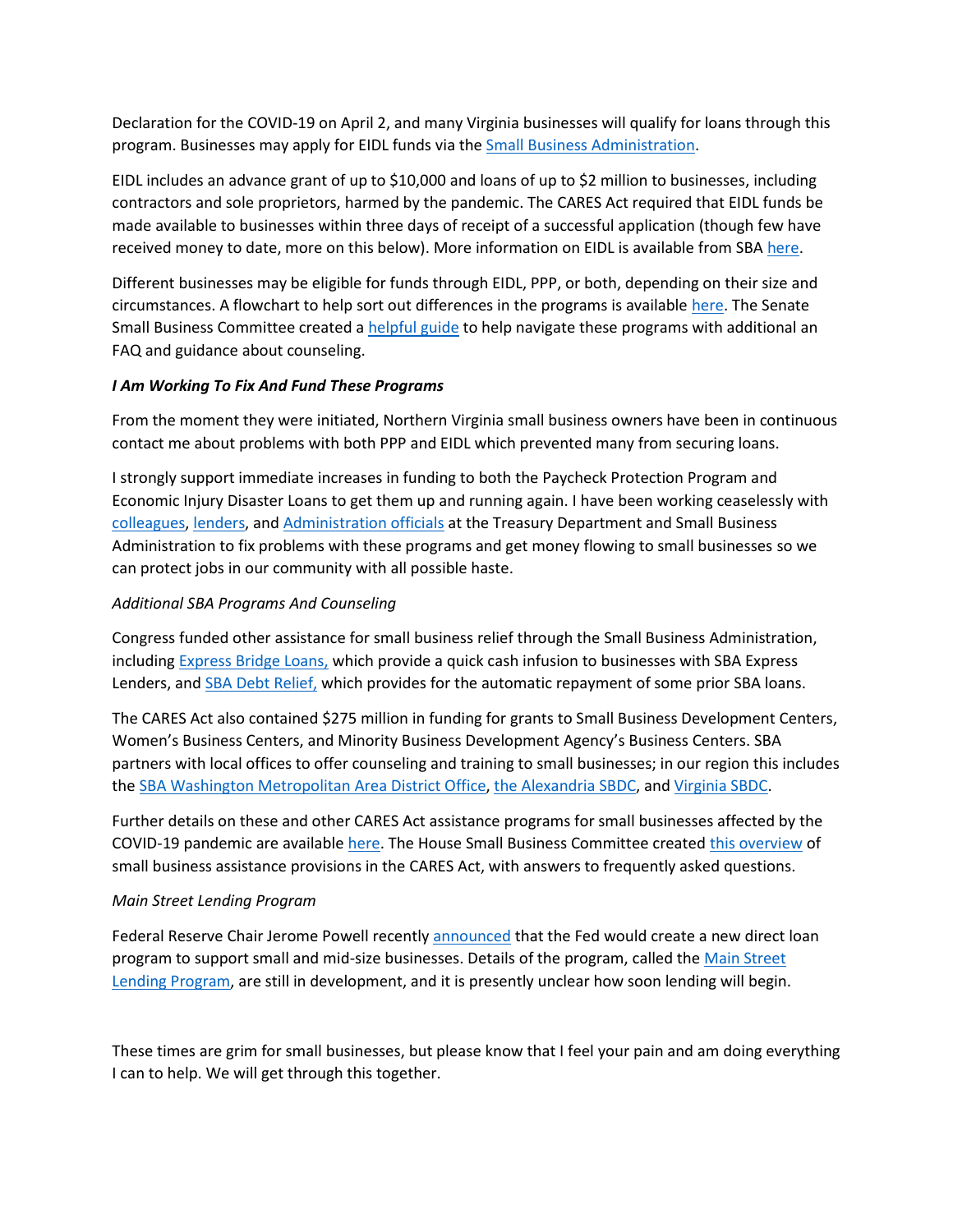Declaration for the COVID-19 on April 2, and many Virginia businesses will qualify for loans through this program. Businesses may apply for EIDL funds via the Small Business Administration.

EIDL includes an advance grant of up to $10,000 and loans of up to $2 million to businesses, including contractors and sole proprietors, harmed by the pandemic. The CARES Act required that EIDL funds be made available to businesses within three days of receipt of a successful application (though few have received money to date, more on this below). More information on EIDL is available from SBA here.

Different businesses may be eligible for funds through EIDL, PPP, or both, depending on their size and circumstances. A flowchart to help sort out differences in the programs is available here. The Senate Small Business Committee created a helpful guide to help navigate these programs with additional an FAQ and guidance about counseling.

***I Am Working To Fix And Fund These Programs***

From the moment they were initiated, Northern Virginia small business owners have been in continuous contact me about problems with both PPP and EIDL which prevented many from securing loans.

I strongly support immediate increases in funding to both the Paycheck Protection Program and Economic Injury Disaster Loans to get them up and running again. I have been working ceaselessly with colleagues, lenders, and Administration officials at the Treasury Department and Small Business Administration to fix problems with these programs and get money flowing to small businesses so we can protect jobs in our community with all possible haste.

*Additional SBA Programs And Counseling*

Congress funded other assistance for small business relief through the Small Business Administration, including Express Bridge Loans, which provide a quick cash infusion to businesses with SBA Express Lenders, and SBA Debt Relief, which provides for the automatic repayment of some prior SBA loans.

The CARES Act also contained $275 million in funding for grants to Small Business Development Centers, Women's Business Centers, and Minority Business Development Agency's Business Centers. SBA partners with local offices to offer counseling and training to small businesses; in our region this includes the SBA Washington Metropolitan Area District Office, the Alexandria SBDC, and Virginia SBDC.

Further details on these and other CARES Act assistance programs for small businesses affected by the COVID-19 pandemic are available here. The House Small Business Committee created this overview of small business assistance provisions in the CARES Act, with answers to frequently asked questions.

*Main Street Lending Program*

Federal Reserve Chair Jerome Powell recently announced that the Fed would create a new direct loan program to support small and mid-size businesses. Details of the program, called the Main Street Lending Program, are still in development, and it is presently unclear how soon lending will begin.

These times are grim for small businesses, but please know that I feel your pain and am doing everything I can to help. We will get through this together.